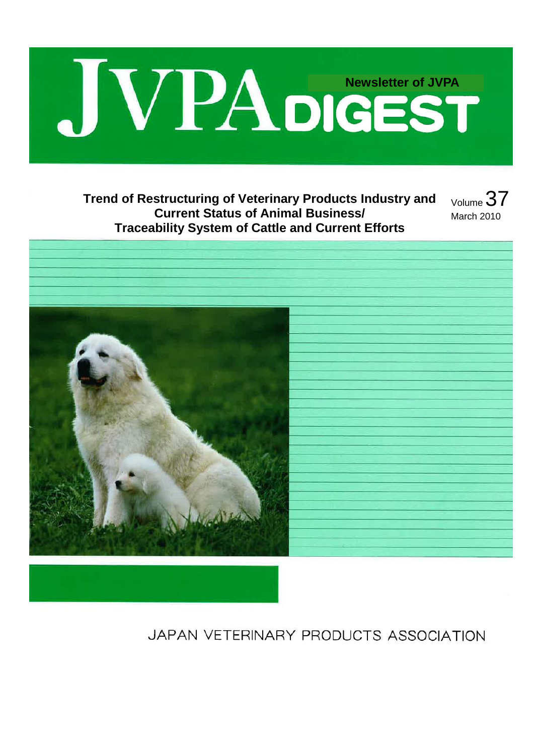# JVPA DIGEST

**Newsletter of JVPA**

**Trend of Restructuring of Veterinary Products Industry and Current Status of Animal Business/ Traceability System of Cattle and Current Efforts**

Volume 37
March 2010

JAPAN VETERINARY PRODUCTS ASSOCIATION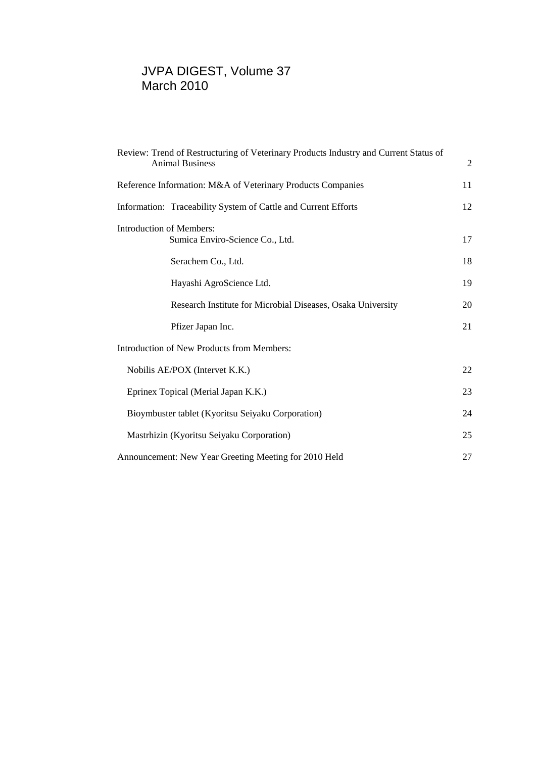# JVPA DIGEST, Volume 37
# March 2010

| | |
|---|---|
| Review: Trend of Restructuring of Veterinary Products Industry and Current Status of Animal Business | 2 |
| Reference Information: M&A of Veterinary Products Companies | 11 |
| Information: Traceability System of Cattle and Current Efforts | 12 |
| Introduction of Members: | |
| Sumica Enviro-Science Co., Ltd. | 17 |
| Serachem Co., Ltd. | 18 |
| Hayashi AgroScience Ltd. | 19 |
| Research Institute for Microbial Diseases, Osaka University | 20 |
| Pfizer Japan Inc. | 21 |
| Introduction of New Products from Members: | |
| Nobilis AE/POX (Intervet K.K.) | 22 |
| Eprinex Topical (Merial Japan K.K.) | 23 |
| Bioymbuster tablet (Kyoritsu Seiyaku Corporation) | 24 |
| Mastrhizin (Kyoritsu Seiyaku Corporation) | 25 |
| Announcement: New Year Greeting Meeting for 2010 Held | 27 |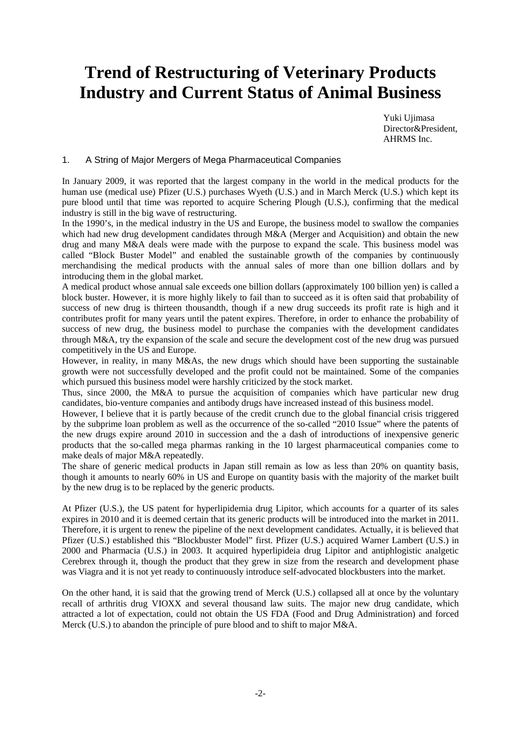# Trend of Restructuring of Veterinary Products Industry and Current Status of Animal Business

Yuki Ujimasa
Director&President,
AHRMS Inc.

## 1. A String of Major Mergers of Mega Pharmaceutical Companies

In January 2009, it was reported that the largest company in the world in the medical products for the human use (medical use) Pfizer (U.S.) purchases Wyeth (U.S.) and in March Merck (U.S.) which kept its pure blood until that time was reported to acquire Schering Plough (U.S.), confirming that the medical industry is still in the big wave of restructuring.

In the 1990's, in the medical industry in the US and Europe, the business model to swallow the companies which had new drug development candidates through M&A (Merger and Acquisition) and obtain the new drug and many M&A deals were made with the purpose to expand the scale. This business model was called "Block Buster Model" and enabled the sustainable growth of the companies by continuously merchandising the medical products with the annual sales of more than one billion dollars and by introducing them in the global market.

A medical product whose annual sale exceeds one billion dollars (approximately 100 billion yen) is called a block buster. However, it is more highly likely to fail than to succeed as it is often said that probability of success of new drug is thirteen thousandth, though if a new drug succeeds its profit rate is high and it contributes profit for many years until the patent expires. Therefore, in order to enhance the probability of success of new drug, the business model to purchase the companies with the development candidates through M&A, try the expansion of the scale and secure the development cost of the new drug was pursued competitively in the US and Europe.

However, in reality, in many M&As, the new drugs which should have been supporting the sustainable growth were not successfully developed and the profit could not be maintained. Some of the companies which pursued this business model were harshly criticized by the stock market.

Thus, since 2000, the M&A to pursue the acquisition of companies which have particular new drug candidates, bio-venture companies and antibody drugs have increased instead of this business model.

However, I believe that it is partly because of the credit crunch due to the global financial crisis triggered by the subprime loan problem as well as the occurrence of the so-called "2010 Issue" where the patents of the new drugs expire around 2010 in succession and the a dash of introductions of inexpensive generic products that the so-called mega pharmas ranking in the 10 largest pharmaceutical companies come to make deals of major M&A repeatedly.

The share of generic medical products in Japan still remain as low as less than 20% on quantity basis, though it amounts to nearly 60% in US and Europe on quantity basis with the majority of the market built by the new drug is to be replaced by the generic products.

At Pfizer (U.S.), the US patent for hyperlipidemia drug Lipitor, which accounts for a quarter of its sales expires in 2010 and it is deemed certain that its generic products will be introduced into the market in 2011. Therefore, it is urgent to renew the pipeline of the next development candidates. Actually, it is believed that Pfizer (U.S.) established this "Blockbuster Model" first. Pfizer (U.S.) acquired Warner Lambert (U.S.) in 2000 and Pharmacia (U.S.) in 2003. It acquired hyperlipideia drug Lipitor and antiphlogistic analgetic Cerebrex through it, though the product that they grew in size from the research and development phase was Viagra and it is not yet ready to continuously introduce self-advocated blockbusters into the market.

On the other hand, it is said that the growing trend of Merck (U.S.) collapsed all at once by the voluntary recall of arthritis drug VIOXX and several thousand law suits. The major new drug candidate, which attracted a lot of expectation, could not obtain the US FDA (Food and Drug Administration) and forced Merck (U.S.) to abandon the principle of pure blood and to shift to major M&A.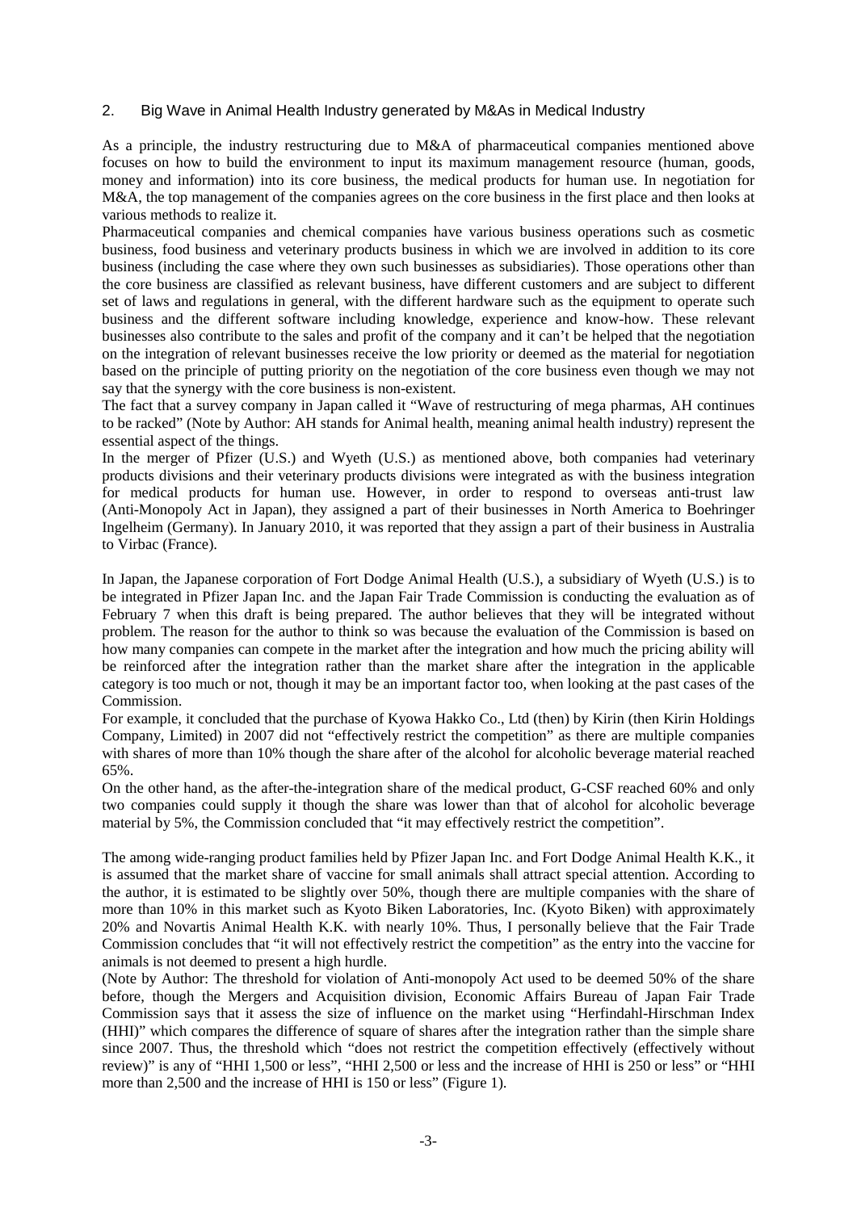## 2. Big Wave in Animal Health Industry generated by M&As in Medical Industry

As a principle, the industry restructuring due to M&A of pharmaceutical companies mentioned above focuses on how to build the environment to input its maximum management resource (human, goods, money and information) into its core business, the medical products for human use. In negotiation for M&A, the top management of the companies agrees on the core business in the first place and then looks at various methods to realize it.

Pharmaceutical companies and chemical companies have various business operations such as cosmetic business, food business and veterinary products business in which we are involved in addition to its core business (including the case where they own such businesses as subsidiaries). Those operations other than the core business are classified as relevant business, have different customers and are subject to different set of laws and regulations in general, with the different hardware such as the equipment to operate such business and the different software including knowledge, experience and know-how. These relevant businesses also contribute to the sales and profit of the company and it can't be helped that the negotiation on the integration of relevant businesses receive the low priority or deemed as the material for negotiation based on the principle of putting priority on the negotiation of the core business even though we may not say that the synergy with the core business is non-existent.

The fact that a survey company in Japan called it "Wave of restructuring of mega pharmas, AH continues to be racked" (Note by Author: AH stands for Animal health, meaning animal health industry) represent the essential aspect of the things.

In the merger of Pfizer (U.S.) and Wyeth (U.S.) as mentioned above, both companies had veterinary products divisions and their veterinary products divisions were integrated as with the business integration for medical products for human use. However, in order to respond to overseas anti-trust law (Anti-Monopoly Act in Japan), they assigned a part of their businesses in North America to Boehringer Ingelheim (Germany). In January 2010, it was reported that they assign a part of their business in Australia to Virbac (France).

In Japan, the Japanese corporation of Fort Dodge Animal Health (U.S.), a subsidiary of Wyeth (U.S.) is to be integrated in Pfizer Japan Inc. and the Japan Fair Trade Commission is conducting the evaluation as of February 7 when this draft is being prepared. The author believes that they will be integrated without problem. The reason for the author to think so was because the evaluation of the Commission is based on how many companies can compete in the market after the integration and how much the pricing ability will be reinforced after the integration rather than the market share after the integration in the applicable category is too much or not, though it may be an important factor too, when looking at the past cases of the Commission.

For example, it concluded that the purchase of Kyowa Hakko Co., Ltd (then) by Kirin (then Kirin Holdings Company, Limited) in 2007 did not "effectively restrict the competition" as there are multiple companies with shares of more than 10% though the share after of the alcohol for alcoholic beverage material reached 65%.

On the other hand, as the after-the-integration share of the medical product, G-CSF reached 60% and only two companies could supply it though the share was lower than that of alcohol for alcoholic beverage material by 5%, the Commission concluded that "it may effectively restrict the competition".

The among wide-ranging product families held by Pfizer Japan Inc. and Fort Dodge Animal Health K.K., it is assumed that the market share of vaccine for small animals shall attract special attention. According to the author, it is estimated to be slightly over 50%, though there are multiple companies with the share of more than 10% in this market such as Kyoto Biken Laboratories, Inc. (Kyoto Biken) with approximately 20% and Novartis Animal Health K.K. with nearly 10%. Thus, I personally believe that the Fair Trade Commission concludes that "it will not effectively restrict the competition" as the entry into the vaccine for animals is not deemed to present a high hurdle.

(Note by Author: The threshold for violation of Anti-monopoly Act used to be deemed 50% of the share before, though the Mergers and Acquisition division, Economic Affairs Bureau of Japan Fair Trade Commission says that it assess the size of influence on the market using "Herfindahl-Hirschman Index (HHI)" which compares the difference of square of shares after the integration rather than the simple share since 2007. Thus, the threshold which "does not restrict the competition effectively (effectively without review)" is any of "HHI 1,500 or less", "HHI 2,500 or less and the increase of HHI is 250 or less" or "HHI more than 2,500 and the increase of HHI is 150 or less" (Figure 1).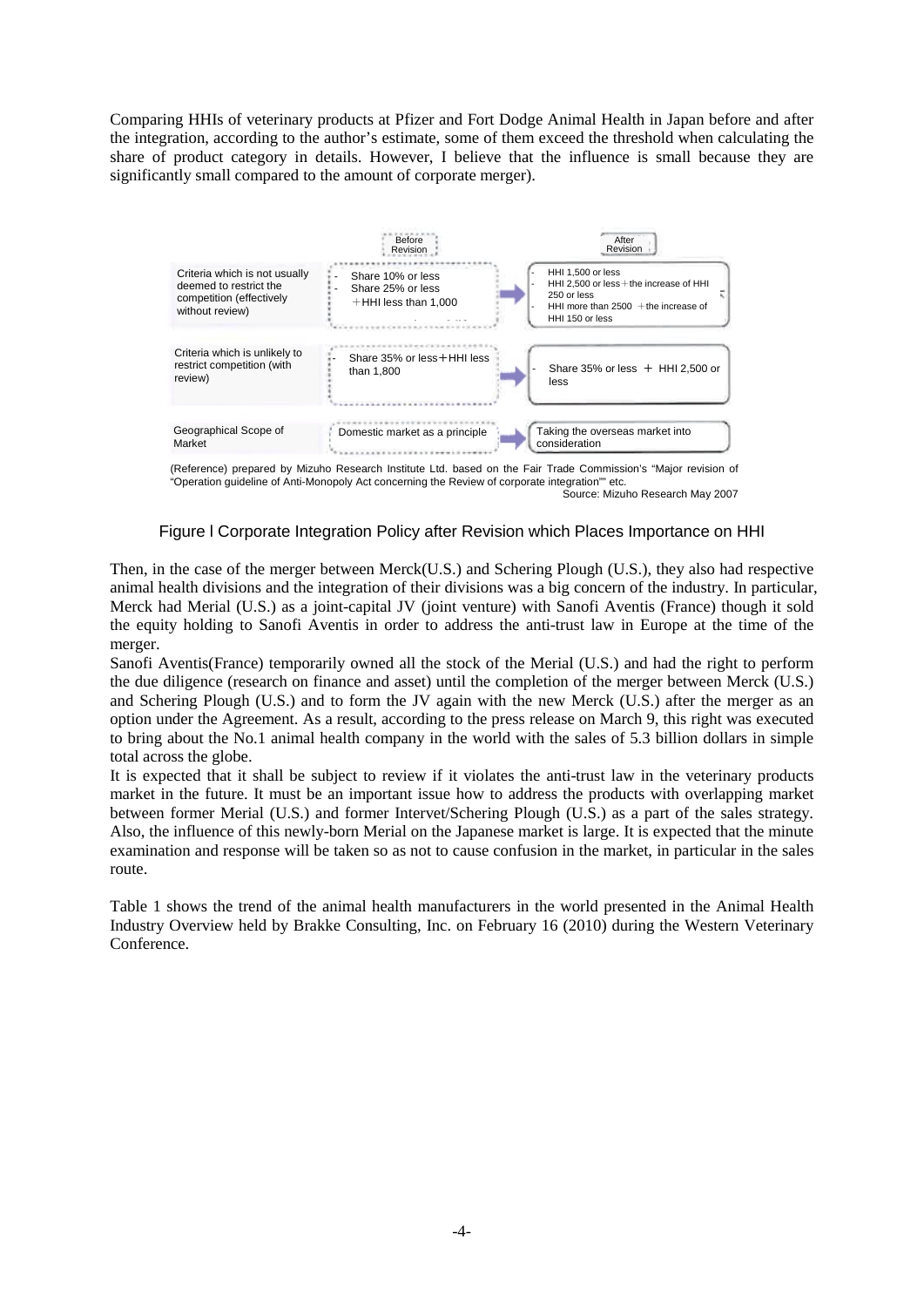Comparing HHIs of veterinary products at Pfizer and Fort Dodge Animal Health in Japan before and after the integration, according to the author's estimate, some of them exceed the threshold when calculating the share of product category in details. However, I believe that the influence is small because they are significantly small compared to the amount of corporate merger).

| | Before Revision | After Revision |
|---|---|---|
| Criteria which is not usually deemed to restrict the competition (effectively without review) | - Share 10% or less<br>- Share 25% or less ＋HHI less than 1,000 | - HHI 1,500 or less<br>- HHI 2,500 or less＋the increase of HHI 250 or less<br>- HHI more than 2500 ＋the increase of HHI 150 or less |
| Criteria which is unlikely to restrict competition (with review) | - Share 35% or less＋HHI less than 1,800 | - Share 35% or less ＋ HHI 2,500 or less |
| Geographical Scope of Market | Domestic market as a principle | Taking the overseas market into consideration |

(Reference) prepared by Mizuho Research Institute Ltd. based on the Fair Trade Commission's "Major revision of "Operation guideline of Anti-Monopoly Act concerning the Review of corporate integration"" etc.

Source: Mizuho Research May 2007

Figure l Corporate Integration Policy after Revision which Places Importance on HHI

Then, in the case of the merger between Merck(U.S.) and Schering Plough (U.S.), they also had respective animal health divisions and the integration of their divisions was a big concern of the industry. In particular, Merck had Merial (U.S.) as a joint-capital JV (joint venture) with Sanofi Aventis (France) though it sold the equity holding to Sanofi Aventis in order to address the anti-trust law in Europe at the time of the merger.

Sanofi Aventis(France) temporarily owned all the stock of the Merial (U.S.) and had the right to perform the due diligence (research on finance and asset) until the completion of the merger between Merck (U.S.) and Schering Plough (U.S.) and to form the JV again with the new Merck (U.S.) after the merger as an option under the Agreement. As a result, according to the press release on March 9, this right was executed to bring about the No.1 animal health company in the world with the sales of 5.3 billion dollars in simple total across the globe.

It is expected that it shall be subject to review if it violates the anti-trust law in the veterinary products market in the future. It must be an important issue how to address the products with overlapping market between former Merial (U.S.) and former Intervet/Schering Plough (U.S.) as a part of the sales strategy. Also, the influence of this newly-born Merial on the Japanese market is large. It is expected that the minute examination and response will be taken so as not to cause confusion in the market, in particular in the sales route.

Table 1 shows the trend of the animal health manufacturers in the world presented in the Animal Health Industry Overview held by Brakke Consulting, Inc. on February 16 (2010) during the Western Veterinary Conference.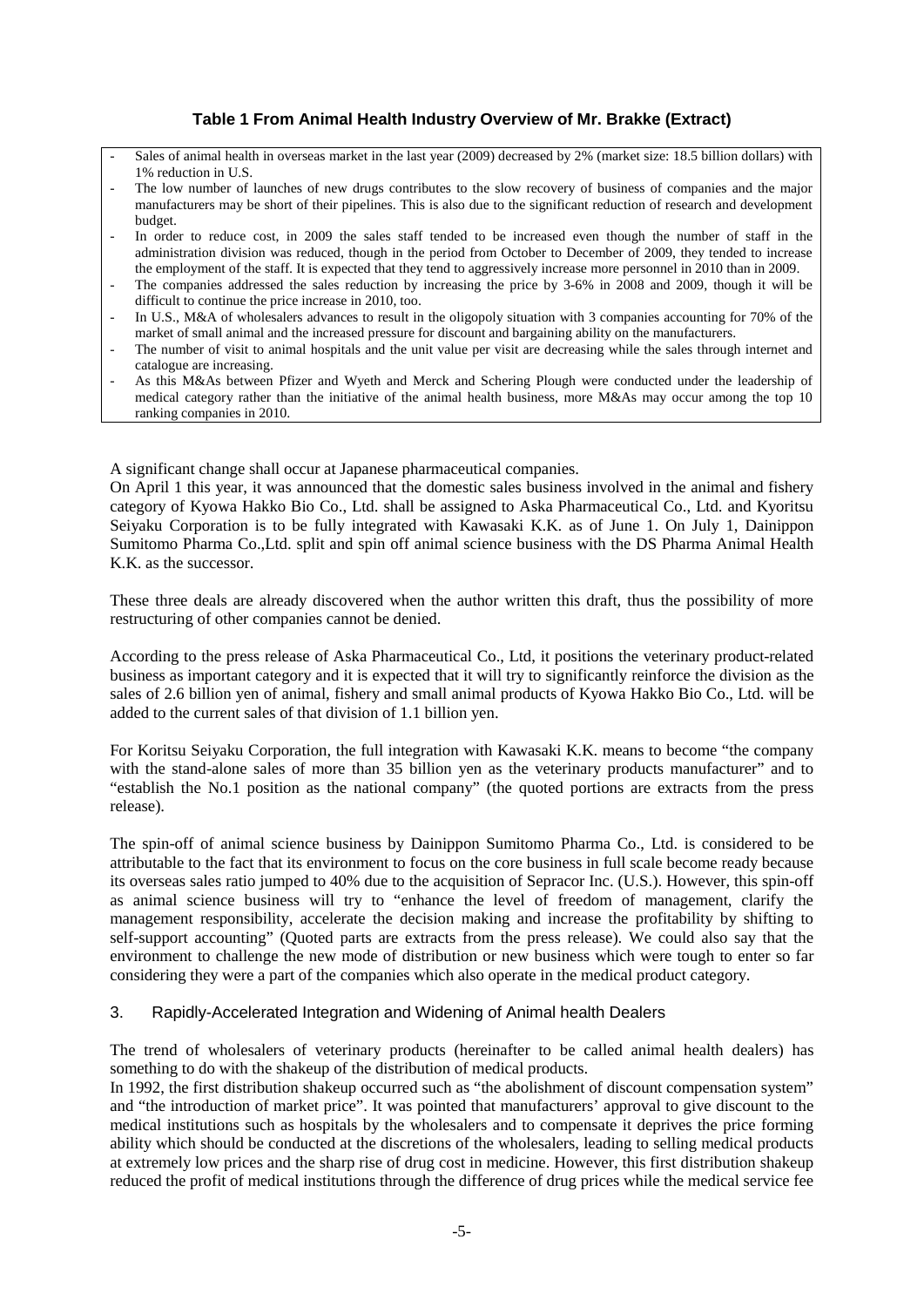**Table 1 From Animal Health Industry Overview of Mr. Brakke (Extract)**

- Sales of animal health in overseas market in the last year (2009) decreased by 2% (market size: 18.5 billion dollars) with 1% reduction in U.S.
- The low number of launches of new drugs contributes to the slow recovery of business of companies and the major manufacturers may be short of their pipelines. This is also due to the significant reduction of research and development budget.
- In order to reduce cost, in 2009 the sales staff tended to be increased even though the number of staff in the administration division was reduced, though in the period from October to December of 2009, they tended to increase the employment of the staff. It is expected that they tend to aggressively increase more personnel in 2010 than in 2009.
- The companies addressed the sales reduction by increasing the price by 3-6% in 2008 and 2009, though it will be difficult to continue the price increase in 2010, too.
- In U.S., M&A of wholesalers advances to result in the oligopoly situation with 3 companies accounting for 70% of the market of small animal and the increased pressure for discount and bargaining ability on the manufacturers.
- The number of visit to animal hospitals and the unit value per visit are decreasing while the sales through internet and catalogue are increasing.
- As this M&As between Pfizer and Wyeth and Merck and Schering Plough were conducted under the leadership of medical category rather than the initiative of the animal health business, more M&As may occur among the top 10 ranking companies in 2010.

A significant change shall occur at Japanese pharmaceutical companies.
On April 1 this year, it was announced that the domestic sales business involved in the animal and fishery category of Kyowa Hakko Bio Co., Ltd. shall be assigned to Aska Pharmaceutical Co., Ltd. and Kyoritsu Seiyaku Corporation is to be fully integrated with Kawasaki K.K. as of June 1. On July 1, Dainippon Sumitomo Pharma Co.,Ltd. split and spin off animal science business with the DS Pharma Animal Health K.K. as the successor.

These three deals are already discovered when the author written this draft, thus the possibility of more restructuring of other companies cannot be denied.

According to the press release of Aska Pharmaceutical Co., Ltd, it positions the veterinary product-related business as important category and it is expected that it will try to significantly reinforce the division as the sales of 2.6 billion yen of animal, fishery and small animal products of Kyowa Hakko Bio Co., Ltd. will be added to the current sales of that division of 1.1 billion yen.

For Koritsu Seiyaku Corporation, the full integration with Kawasaki K.K. means to become "the company with the stand-alone sales of more than 35 billion yen as the veterinary products manufacturer" and to "establish the No.1 position as the national company" (the quoted portions are extracts from the press release).

The spin-off of animal science business by Dainippon Sumitomo Pharma Co., Ltd. is considered to be attributable to the fact that its environment to focus on the core business in full scale become ready because its overseas sales ratio jumped to 40% due to the acquisition of Sepracor Inc. (U.S.). However, this spin-off as animal science business will try to "enhance the level of freedom of management, clarify the management responsibility, accelerate the decision making and increase the profitability by shifting to self-support accounting" (Quoted parts are extracts from the press release). We could also say that the environment to challenge the new mode of distribution or new business which were tough to enter so far considering they were a part of the companies which also operate in the medical product category.

## 3. Rapidly-Accelerated Integration and Widening of Animal health Dealers

The trend of wholesalers of veterinary products (hereinafter to be called animal health dealers) has something to do with the shakeup of the distribution of medical products.
In 1992, the first distribution shakeup occurred such as "the abolishment of discount compensation system" and "the introduction of market price". It was pointed that manufacturers' approval to give discount to the medical institutions such as hospitals by the wholesalers and to compensate it deprives the price forming ability which should be conducted at the discretions of the wholesalers, leading to selling medical products at extremely low prices and the sharp rise of drug cost in medicine. However, this first distribution shakeup reduced the profit of medical institutions through the difference of drug prices while the medical service fee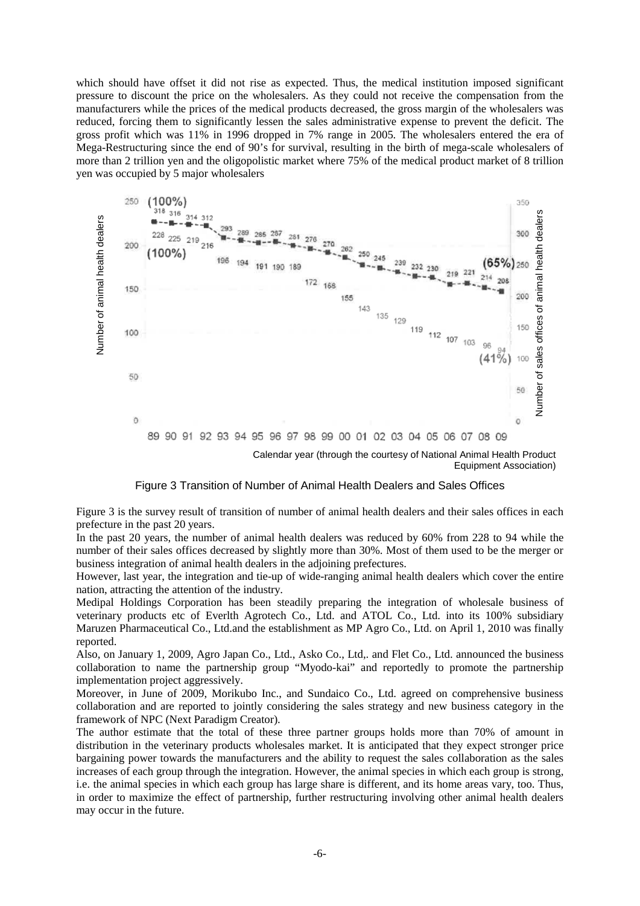which should have offset it did not rise as expected. Thus, the medical institution imposed significant pressure to discount the price on the wholesalers. As they could not receive the compensation from the manufacturers while the prices of the medical products decreased, the gross margin of the wholesalers was reduced, forcing them to significantly lessen the sales administrative expense to prevent the deficit. The gross profit which was 11% in 1996 dropped in 7% range in 2005. The wholesalers entered the era of Mega-Restructuring since the end of 90's for survival, resulting in the birth of mega-scale wholesalers of more than 2 trillion yen and the oligopolistic market where 75% of the medical product market of 8 trillion yen was occupied by 5 major wholesalers

Figure 3 Transition of Number of Animal Health Dealers and Sales Offices

Figure 3 is the survey result of transition of number of animal health dealers and their sales offices in each prefecture in the past 20 years.

In the past 20 years, the number of animal health dealers was reduced by 60% from 228 to 94 while the number of their sales offices decreased by slightly more than 30%. Most of them used to be the merger or business integration of animal health dealers in the adjoining prefectures.

However, last year, the integration and tie-up of wide-ranging animal health dealers which cover the entire nation, attracting the attention of the industry.

Medipal Holdings Corporation has been steadily preparing the integration of wholesale business of veterinary products etc of Everlth Agrotech Co., Ltd. and ATOL Co., Ltd. into its 100% subsidiary Maruzen Pharmaceutical Co., Ltd.and the establishment as MP Agro Co., Ltd. on April 1, 2010 was finally reported.

Also, on January 1, 2009, Agro Japan Co., Ltd., Asko Co., Ltd,. and Flet Co., Ltd. announced the business collaboration to name the partnership group "Myodo-kai" and reportedly to promote the partnership implementation project aggressively.

Moreover, in June of 2009, Morikubo Inc., and Sundaico Co., Ltd. agreed on comprehensive business collaboration and are reported to jointly considering the sales strategy and new business category in the framework of NPC (Next Paradigm Creator).

The author estimate that the total of these three partner groups holds more than 70% of amount in distribution in the veterinary products wholesales market. It is anticipated that they expect stronger price bargaining power towards the manufacturers and the ability to request the sales collaboration as the sales increases of each group through the integration. However, the animal species in which each group is strong, i.e. the animal species in which each group has large share is different, and its home areas vary, too. Thus, in order to maximize the effect of partnership, further restructuring involving other animal health dealers may occur in the future.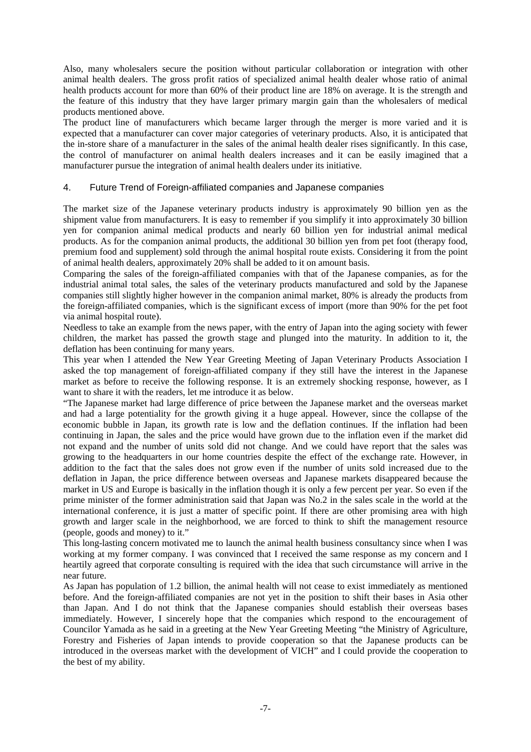Also, many wholesalers secure the position without particular collaboration or integration with other animal health dealers. The gross profit ratios of specialized animal health dealer whose ratio of animal health products account for more than 60% of their product line are 18% on average. It is the strength and the feature of this industry that they have larger primary margin gain than the wholesalers of medical products mentioned above.

The product line of manufacturers which became larger through the merger is more varied and it is expected that a manufacturer can cover major categories of veterinary products. Also, it is anticipated that the in-store share of a manufacturer in the sales of the animal health dealer rises significantly. In this case, the control of manufacturer on animal health dealers increases and it can be easily imagined that a manufacturer pursue the integration of animal health dealers under its initiative.

## 4. Future Trend of Foreign-affiliated companies and Japanese companies

The market size of the Japanese veterinary products industry is approximately 90 billion yen as the shipment value from manufacturers. It is easy to remember if you simplify it into approximately 30 billion yen for companion animal medical products and nearly 60 billion yen for industrial animal medical products. As for the companion animal products, the additional 30 billion yen from pet foot (therapy food, premium food and supplement) sold through the animal hospital route exists. Considering it from the point of animal health dealers, approximately 20% shall be added to it on amount basis.

Comparing the sales of the foreign-affiliated companies with that of the Japanese companies, as for the industrial animal total sales, the sales of the veterinary products manufactured and sold by the Japanese companies still slightly higher however in the companion animal market, 80% is already the products from the foreign-affiliated companies, which is the significant excess of import (more than 90% for the pet foot via animal hospital route).

Needless to take an example from the news paper, with the entry of Japan into the aging society with fewer children, the market has passed the growth stage and plunged into the maturity. In addition to it, the deflation has been continuing for many years.

This year when I attended the New Year Greeting Meeting of Japan Veterinary Products Association I asked the top management of foreign-affiliated company if they still have the interest in the Japanese market as before to receive the following response. It is an extremely shocking response, however, as I want to share it with the readers, let me introduce it as below.

"The Japanese market had large difference of price between the Japanese market and the overseas market and had a large potentiality for the growth giving it a huge appeal. However, since the collapse of the economic bubble in Japan, its growth rate is low and the deflation continues. If the inflation had been continuing in Japan, the sales and the price would have grown due to the inflation even if the market did not expand and the number of units sold did not change. And we could have report that the sales was growing to the headquarters in our home countries despite the effect of the exchange rate. However, in addition to the fact that the sales does not grow even if the number of units sold increased due to the deflation in Japan, the price difference between overseas and Japanese markets disappeared because the market in US and Europe is basically in the inflation though it is only a few percent per year. So even if the prime minister of the former administration said that Japan was No.2 in the sales scale in the world at the international conference, it is just a matter of specific point. If there are other promising area with high growth and larger scale in the neighborhood, we are forced to think to shift the management resource (people, goods and money) to it."

This long-lasting concern motivated me to launch the animal health business consultancy since when I was working at my former company. I was convinced that I received the same response as my concern and I heartily agreed that corporate consulting is required with the idea that such circumstance will arrive in the near future.

As Japan has population of 1.2 billion, the animal health will not cease to exist immediately as mentioned before. And the foreign-affiliated companies are not yet in the position to shift their bases in Asia other than Japan. And I do not think that the Japanese companies should establish their overseas bases immediately. However, I sincerely hope that the companies which respond to the encouragement of Councilor Yamada as he said in a greeting at the New Year Greeting Meeting "the Ministry of Agriculture, Forestry and Fisheries of Japan intends to provide cooperation so that the Japanese products can be introduced in the overseas market with the development of VICH" and I could provide the cooperation to the best of my ability.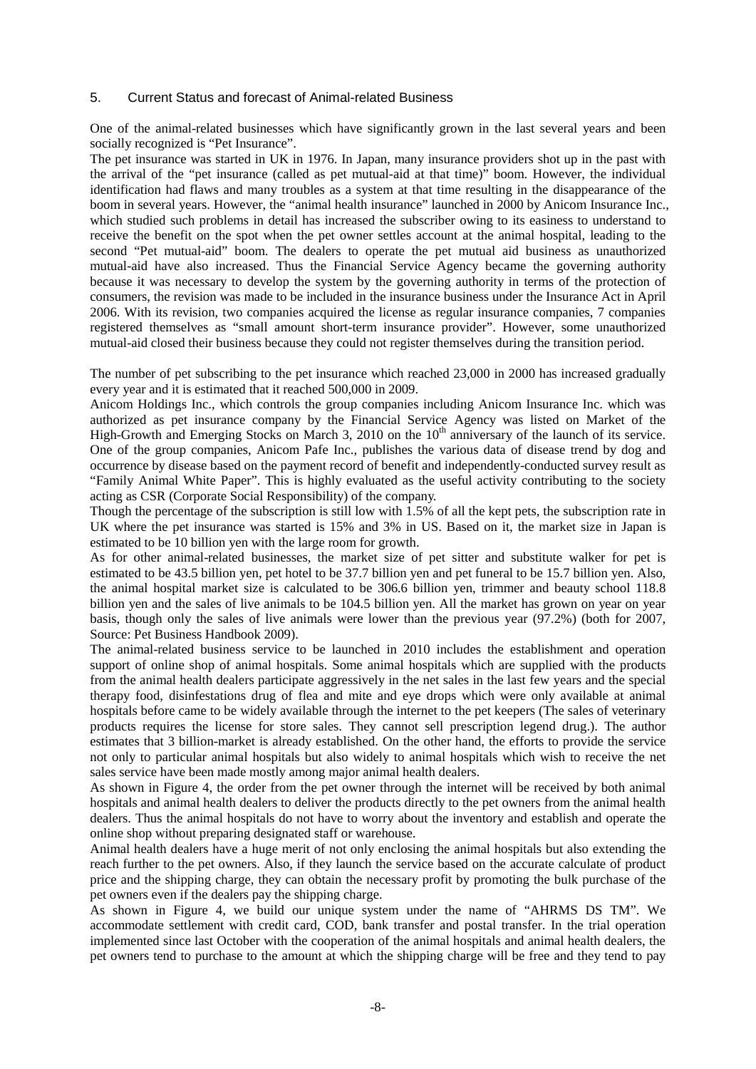## 5. Current Status and forecast of Animal-related Business

One of the animal-related businesses which have significantly grown in the last several years and been socially recognized is "Pet Insurance".

The pet insurance was started in UK in 1976. In Japan, many insurance providers shot up in the past with the arrival of the "pet insurance (called as pet mutual-aid at that time)" boom. However, the individual identification had flaws and many troubles as a system at that time resulting in the disappearance of the boom in several years. However, the "animal health insurance" launched in 2000 by Anicom Insurance Inc., which studied such problems in detail has increased the subscriber owing to its easiness to understand to receive the benefit on the spot when the pet owner settles account at the animal hospital, leading to the second "Pet mutual-aid" boom. The dealers to operate the pet mutual aid business as unauthorized mutual-aid have also increased. Thus the Financial Service Agency became the governing authority because it was necessary to develop the system by the governing authority in terms of the protection of consumers, the revision was made to be included in the insurance business under the Insurance Act in April 2006. With its revision, two companies acquired the license as regular insurance companies, 7 companies registered themselves as "small amount short-term insurance provider". However, some unauthorized mutual-aid closed their business because they could not register themselves during the transition period.

The number of pet subscribing to the pet insurance which reached 23,000 in 2000 has increased gradually every year and it is estimated that it reached 500,000 in 2009.

Anicom Holdings Inc., which controls the group companies including Anicom Insurance Inc. which was authorized as pet insurance company by the Financial Service Agency was listed on Market of the High-Growth and Emerging Stocks on March 3, 2010 on the 10th anniversary of the launch of its service. One of the group companies, Anicom Pafe Inc., publishes the various data of disease trend by dog and occurrence by disease based on the payment record of benefit and independently-conducted survey result as "Family Animal White Paper". This is highly evaluated as the useful activity contributing to the society acting as CSR (Corporate Social Responsibility) of the company.

Though the percentage of the subscription is still low with 1.5% of all the kept pets, the subscription rate in UK where the pet insurance was started is 15% and 3% in US. Based on it, the market size in Japan is estimated to be 10 billion yen with the large room for growth.

As for other animal-related businesses, the market size of pet sitter and substitute walker for pet is estimated to be 43.5 billion yen, pet hotel to be 37.7 billion yen and pet funeral to be 15.7 billion yen. Also, the animal hospital market size is calculated to be 306.6 billion yen, trimmer and beauty school 118.8 billion yen and the sales of live animals to be 104.5 billion yen. All the market has grown on year on year basis, though only the sales of live animals were lower than the previous year (97.2%) (both for 2007, Source: Pet Business Handbook 2009).

The animal-related business service to be launched in 2010 includes the establishment and operation support of online shop of animal hospitals. Some animal hospitals which are supplied with the products from the animal health dealers participate aggressively in the net sales in the last few years and the special therapy food, disinfestations drug of flea and mite and eye drops which were only available at animal hospitals before came to be widely available through the internet to the pet keepers (The sales of veterinary products requires the license for store sales. They cannot sell prescription legend drug.). The author estimates that 3 billion-market is already established. On the other hand, the efforts to provide the service not only to particular animal hospitals but also widely to animal hospitals which wish to receive the net sales service have been made mostly among major animal health dealers.

As shown in Figure 4, the order from the pet owner through the internet will be received by both animal hospitals and animal health dealers to deliver the products directly to the pet owners from the animal health dealers. Thus the animal hospitals do not have to worry about the inventory and establish and operate the online shop without preparing designated staff or warehouse.

Animal health dealers have a huge merit of not only enclosing the animal hospitals but also extending the reach further to the pet owners. Also, if they launch the service based on the accurate calculate of product price and the shipping charge, they can obtain the necessary profit by promoting the bulk purchase of the pet owners even if the dealers pay the shipping charge.

As shown in Figure 4, we build our unique system under the name of "AHRMS DS TM". We accommodate settlement with credit card, COD, bank transfer and postal transfer. In the trial operation implemented since last October with the cooperation of the animal hospitals and animal health dealers, the pet owners tend to purchase to the amount at which the shipping charge will be free and they tend to pay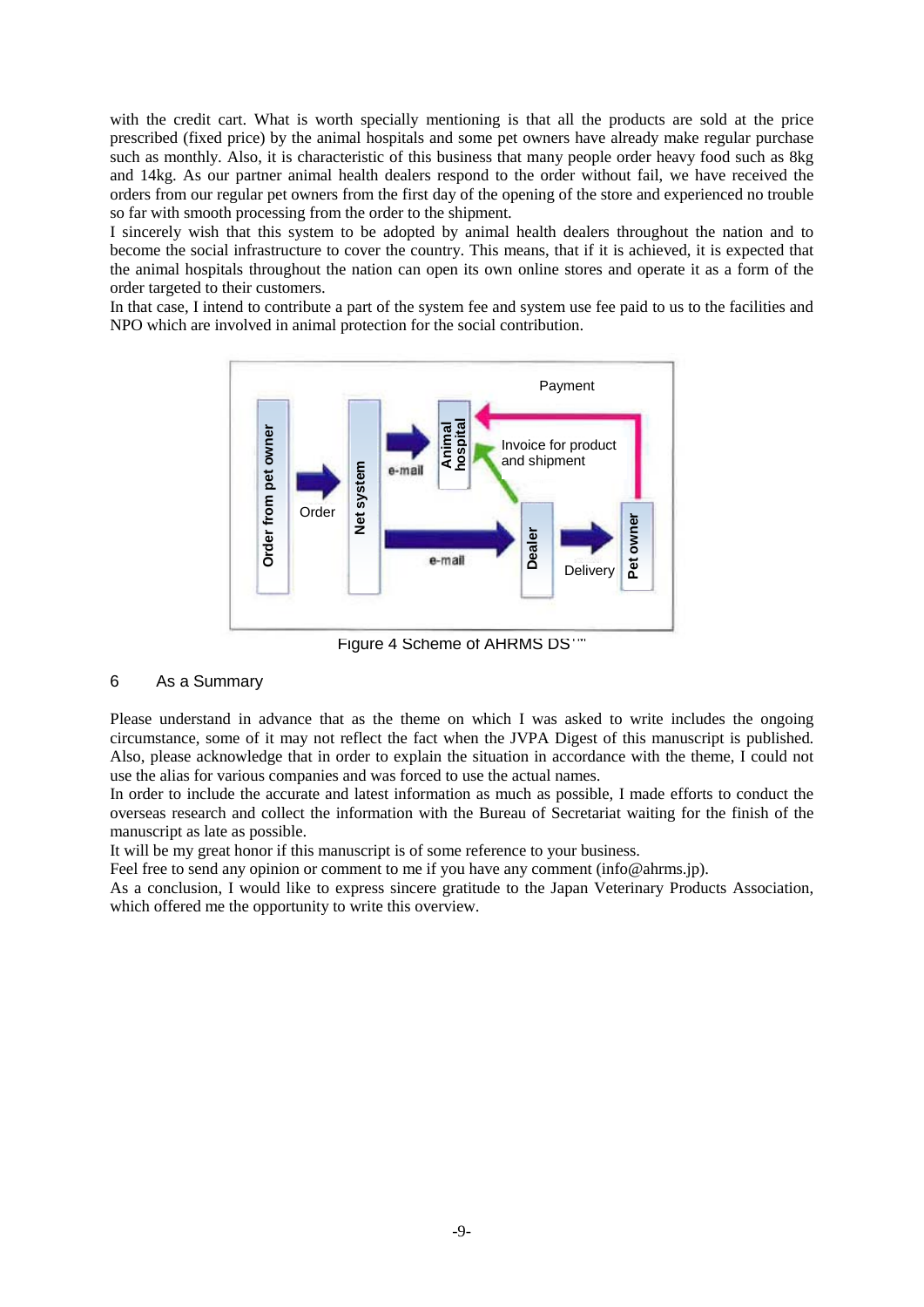with the credit cart. What is worth specially mentioning is that all the products are sold at the price prescribed (fixed price) by the animal hospitals and some pet owners have already make regular purchase such as monthly. Also, it is characteristic of this business that many people order heavy food such as 8kg and 14kg. As our partner animal health dealers respond to the order without fail, we have received the orders from our regular pet owners from the first day of the opening of the store and experienced no trouble so far with smooth processing from the order to the shipment.

I sincerely wish that this system to be adopted by animal health dealers throughout the nation and to become the social infrastructure to cover the country. This means, that if it is achieved, it is expected that the animal hospitals throughout the nation can open its own online stores and operate it as a form of the order targeted to their customers.

In that case, I intend to contribute a part of the system fee and system use fee paid to us to the facilities and NPO which are involved in animal protection for the social contribution.

Order from pet owner → Order → Net system → e-mail → Animal hospital; Net system → e-mail → Dealer → Delivery → Pet owner; Dealer → Invoice for product and shipment → Animal hospital; Pet owner → Payment → Animal hospital

Figure 4 Scheme of AHRMS DS™

## 6 As a Summary

Please understand in advance that as the theme on which I was asked to write includes the ongoing circumstance, some of it may not reflect the fact when the JVPA Digest of this manuscript is published. Also, please acknowledge that in order to explain the situation in accordance with the theme, I could not use the alias for various companies and was forced to use the actual names.

In order to include the accurate and latest information as much as possible, I made efforts to conduct the overseas research and collect the information with the Bureau of Secretariat waiting for the finish of the manuscript as late as possible.

It will be my great honor if this manuscript is of some reference to your business.

Feel free to send any opinion or comment to me if you have any comment (info@ahrms.jp).

As a conclusion, I would like to express sincere gratitude to the Japan Veterinary Products Association, which offered me the opportunity to write this overview.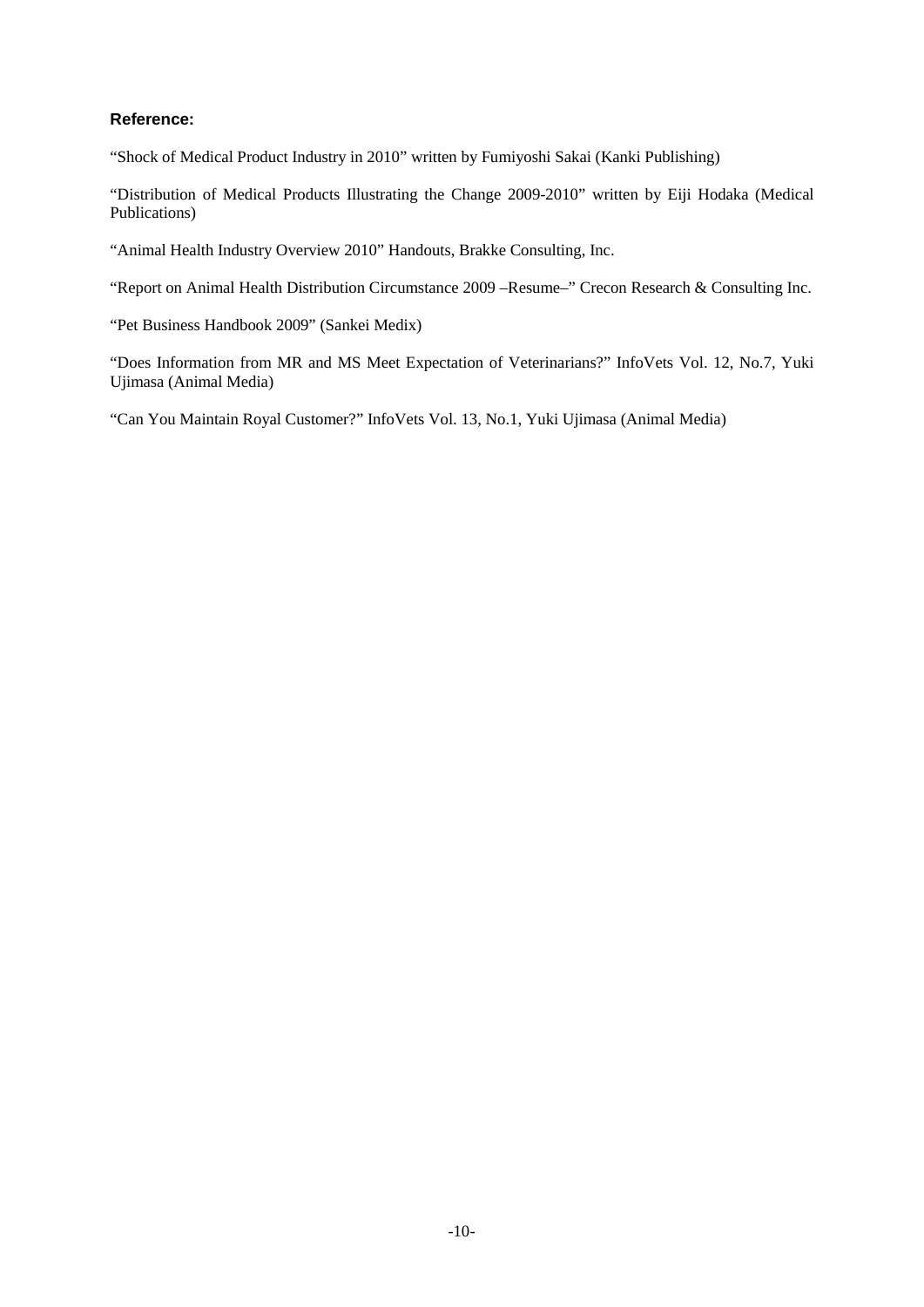**Reference:**

"Shock of Medical Product Industry in 2010" written by Fumiyoshi Sakai (Kanki Publishing)

"Distribution of Medical Products Illustrating the Change 2009-2010" written by Eiji Hodaka (Medical Publications)

"Animal Health Industry Overview 2010" Handouts, Brakke Consulting, Inc.

"Report on Animal Health Distribution Circumstance 2009 –Resume–" Crecon Research & Consulting Inc.

"Pet Business Handbook 2009" (Sankei Medix)

"Does Information from MR and MS Meet Expectation of Veterinarians?" InfoVets Vol. 12, No.7, Yuki Ujimasa (Animal Media)

"Can You Maintain Royal Customer?" InfoVets Vol. 13, No.1, Yuki Ujimasa (Animal Media)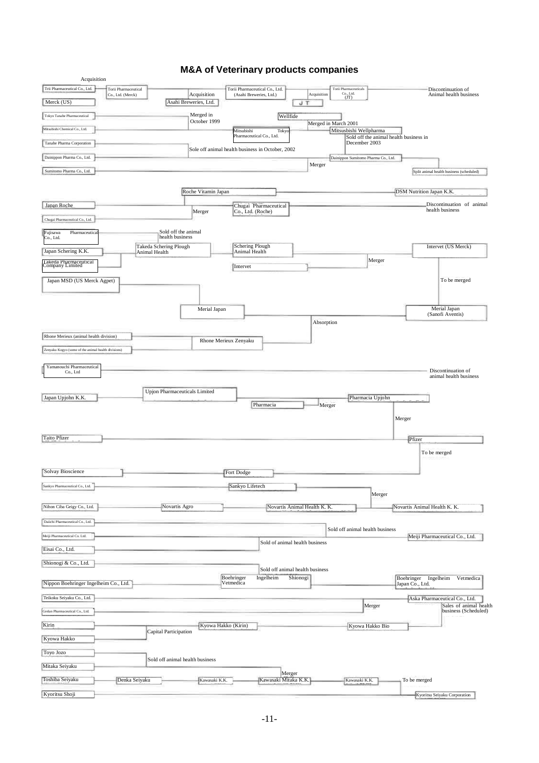## M&A of Veterinary products companies

Acquisition

Trii Pharmaceutical Co., Ltd.

Torii Pharmaceutical Co., Ltd. (Merck)

Acquisition

Torii Pharmaceutical Co., Ltd. (Asahi Breweries, Ltd.)

Acquisition

Torii Pharmaceuticals Co., Ltd. (JT)

Discontinuation of Animal health business

Merck (US)

Asahi Breweries, Ltd.

J T

Tokyo Tanabe Pharmaceutical

Merged in October 1999

Wellfide

Merged in March 2001

Mitsubishi Chemical Co., Ltd.

Mitsubishi Tokyo Pharmaceutical Co., Ltd.

Mitsusbishi Wellpharma

Sold off the animal health business in December 2003

Tanabe Pharma Corporation

Sole off animal health business in October, 2002

Dainippon Pharma Co., Ltd.

Dainippon Sumitomo Pharma Co., Ltd.

Merger

Sumitomo Pharma Co., Ltd.

Split animal health business (scheduled)

Roche Vitamin Japan

DSM Nutrition Japan K.K.

Japan Roche

Merger

Chugai Pharmaceutical Co., Ltd. (Roche)

Discontinuation of animal health business

Chugai Pharmaceutical Co., Ltd.

Fujisawa Pharmaceutical Co., Ltd.

Sold off the animal health business

Takeda Schering Plough Animal Health

Schering Plough Animal Health

Intervet (US Merck)

Japan Schering K.K.

Takeda Pharmaceutical Company Limited

Merger

Intervet

Japan MSD (US Merck Agpet)

To be merged

Merial Japan

Merial Japan (Sanofi Aventis)

Absorption

Rhone Merieux (animal health division)

Rhone Merieux Zenyaku

Zenyaku Kogyo (some of the animal health divisions)

Yamanouchi Pharmaceutical Co., Ltd

Discontinuation of animal health business

Upjon Pharmaceuticals Limited

Japan Upjohn K.K.

Pharmacia Upjohn

Pharmacia

Merger

Merger

Taito Pfizer

Pfizer

To be merged

Solvay Bioscience

Fort Dodge

Sankyo Pharmaceutical Co., Ltd.

Sankyo Lifetech

Merger

Nihon Ciba Geigy Co., Ltd.

Novartis Agro

Novartis Animal Health K. K.

Novartis Animal Health K. K.

Daiichi Pharmaceutical Co., Ltd.

Sold off animal health business

Meiji Pharmaceutical Co. Ltd.

Meiji Pharmaceutical Co., Ltd.

Sold of animal health business

Eisai Co., Ltd.

Shionogi & Co., Ltd.

Sold off animal health business

Boehringer Ingelheim Shionogi Vetmedica

Boehringer Ingelheim Vetmedica Japan Co., Ltd.

Nippon Boehringer Ingelheim Co., Ltd.

Teikoku Seiyaku Co., Ltd.

Aska Pharmaceutical Co., Ltd.

Merger

Grelan Pharmaceutical Co., Ltd.

Sales of animal health business (Scheduled)

Kirin

Kyowa Hakko (Kirin)

Kyowa Hakko Bio

Capital Participation

Kyowa Hakko

Toyo Jozo

Sold off animal health business

Mitaka Seiyaku

Merger

Toshiba Seiyaku

Denka Seiyaku

Kawasaki K.K.

Kawasaki Mitaka K.K.

Kawasaki K.K.

To be merged

Kyoritsu Shoji

Kyoritsu Seiyaku Corporation